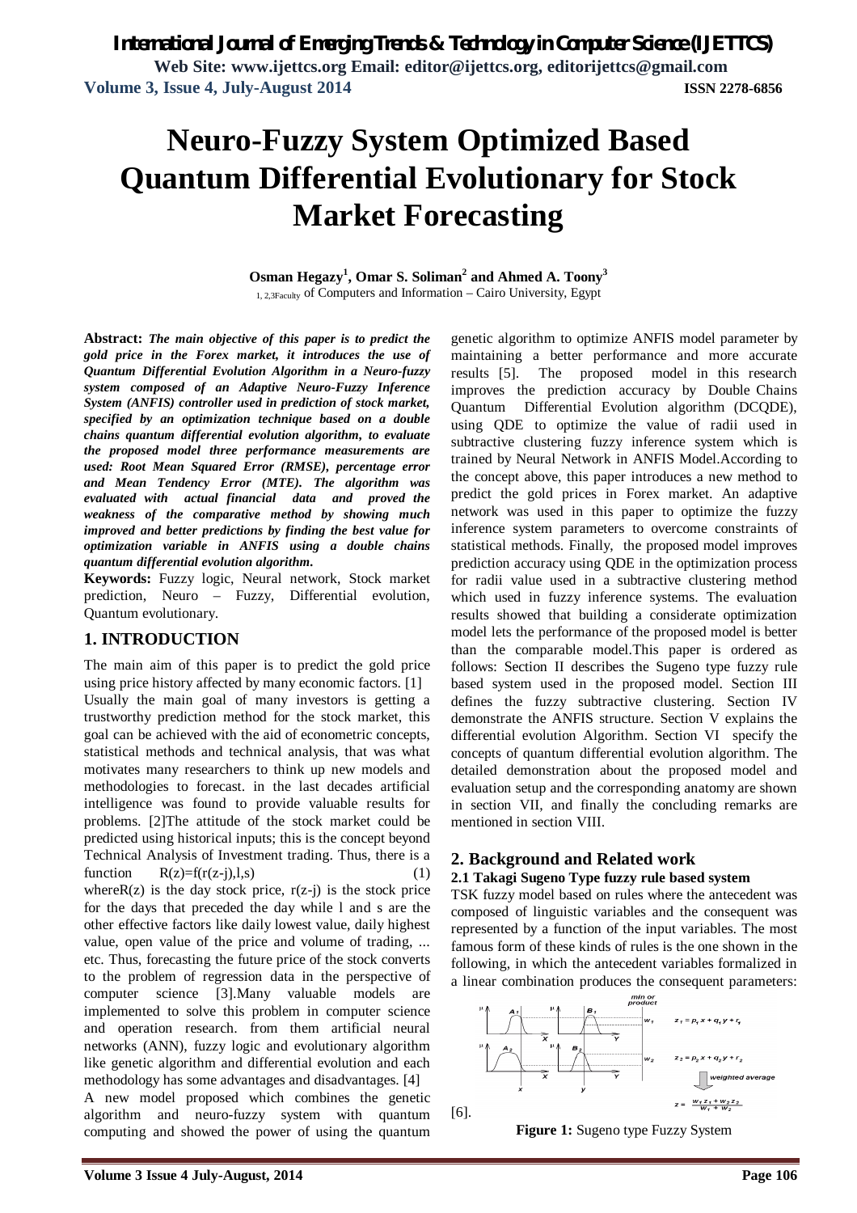# Neuro-Fuzzy System Optimized Based Quantum Differential Evolutionary for Stock Market Forecasting

**Osman Hegazy[1], Omar S. Soliman[2] and Ahmed A. Toony[3]**

[1, 2,3]Faculty of Computers and Information – Cairo University, Egypt

**Abstract:** ***The main objective of this paper is to predict the gold price in the Forex market, it introduces the use of Quantum Differential Evolution Algorithm in a Neuro-fuzzy system composed of an Adaptive Neuro-Fuzzy Inference System (ANFIS) controller used in prediction of stock market, specified by an optimization technique based on a double chains quantum differential evolution algorithm, to evaluate the proposed model three performance measurements are used: Root Mean Squared Error (RMSE), percentage error and Mean Tendency Error (MTE). The algorithm was evaluated with actual financial data and proved the weakness of the comparative method by showing much improved and better predictions by finding the best value for optimization variable in ANFIS using a double chains quantum differential evolution algorithm.***

**Keywords:** Fuzzy logic, Neural network, Stock market prediction, Neuro – Fuzzy, Differential evolution, Quantum evolutionary.

## 1. INTRODUCTION

The main aim of this paper is to predict the gold price using price history affected by many economic factors. [1]

Usually the main goal of many investors is getting a trustworthy prediction method for the stock market, this goal can be achieved with the aid of econometric concepts, statistical methods and technical analysis, that was what motivates many researchers to think up new models and methodologies to forecast. in the last decades artificial intelligence was found to provide valuable results for problems. [2]The attitude of the stock market could be predicted using historical inputs; this is the concept beyond Technical Analysis of Investment trading. Thus, there is a function $R(z)=f(r(z-j),l,s)$ (1)

where$R(z)$ is the day stock price, $r(z-j)$ is the stock price for the days that preceded the day while l and s are the other effective factors like daily lowest value, daily highest value, open value of the price and volume of trading, ... etc. Thus, forecasting the future price of the stock converts to the problem of regression data in the perspective of computer science [3].Many valuable models are implemented to solve this problem in computer science and operation research. from them artificial neural networks (ANN), fuzzy logic and evolutionary algorithm like genetic algorithm and differential evolution and each methodology has some advantages and disadvantages. [4]

A new model proposed which combines the genetic algorithm and neuro-fuzzy system with quantum computing and showed the power of using the quantum genetic algorithm to optimize ANFIS model parameter by maintaining a better performance and more accurate results [5]. The proposed model in this research improves the prediction accuracy by Double Chains Quantum Differential Evolution algorithm (DCQDE), using QDE to optimize the value of radii used in subtractive clustering fuzzy inference system which is trained by Neural Network in ANFIS Model.According to the concept above, this paper introduces a new method to predict the gold prices in Forex market. An adaptive network was used in this paper to optimize the fuzzy inference system parameters to overcome constraints of statistical methods. Finally, the proposed model improves prediction accuracy using QDE in the optimization process for radii value used in a subtractive clustering method which used in fuzzy inference systems. The evaluation results showed that building a considerate optimization model lets the performance of the proposed model is better than the comparable model.This paper is ordered as follows: Section II describes the Sugeno type fuzzy rule based system used in the proposed model. Section III defines the fuzzy subtractive clustering. Section IV demonstrate the ANFIS structure. Section V explains the differential evolution Algorithm. Section VI specify the concepts of quantum differential evolution algorithm. The detailed demonstration about the proposed model and evaluation setup and the corresponding anatomy are shown in section VII, and finally the concluding remarks are mentioned in section VIII.

## 2. Background and Related work

### 2.1 Takagi Sugeno Type fuzzy rule based system

TSK fuzzy model based on rules where the antecedent was composed of linguistic variables and the consequent was represented by a function of the input variables. The most famous form of these kinds of rules is the one shown in the following, in which the antecedent variables formalized in a linear combination produces the consequent parameters: [6].

**Figure 1:** Sugeno type Fuzzy System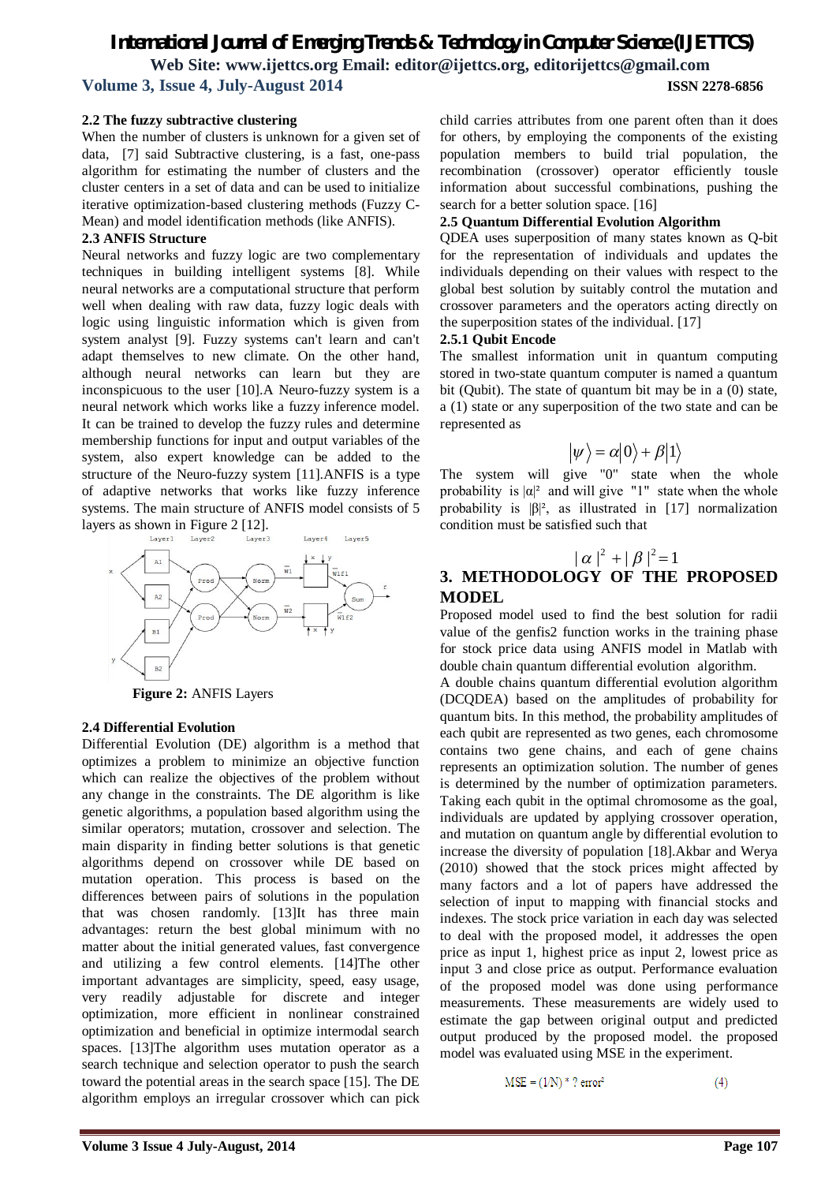### 2.2 The fuzzy subtractive clustering

When the number of clusters is unknown for a given set of data, [7] said Subtractive clustering, is a fast, one-pass algorithm for estimating the number of clusters and the cluster centers in a set of data and can be used to initialize iterative optimization-based clustering methods (Fuzzy C-Mean) and model identification methods (like ANFIS).

### 2.3 ANFIS Structure

Neural networks and fuzzy logic are two complementary techniques in building intelligent systems [8]. While neural networks are a computational structure that perform well when dealing with raw data, fuzzy logic deals with logic using linguistic information which is given from system analyst [9]. Fuzzy systems can't learn and can't adapt themselves to new climate. On the other hand, although neural networks can learn but they are inconspicuous to the user [10].A Neuro-fuzzy system is a neural network which works like a fuzzy inference model. It can be trained to develop the fuzzy rules and determine membership functions for input and output variables of the system, also expert knowledge can be added to the structure of the Neuro-fuzzy system [11].ANFIS is a type of adaptive networks that works like fuzzy inference systems. The main structure of ANFIS model consists of 5 layers as shown in Figure 2 [12].

**Figure 2:** ANFIS Layers

### 2.4 Differential Evolution

Differential Evolution (DE) algorithm is a method that optimizes a problem to minimize an objective function which can realize the objectives of the problem without any change in the constraints. The DE algorithm is like genetic algorithms, a population based algorithm using the similar operators; mutation, crossover and selection. The main disparity in finding better solutions is that genetic algorithms depend on crossover while DE based on mutation operation. This process is based on the differences between pairs of solutions in the population that was chosen randomly. [13]It has three main advantages: return the best global minimum with no matter about the initial generated values, fast convergence and utilizing a few control elements. [14]The other important advantages are simplicity, speed, easy usage, very readily adjustable for discrete and integer optimization, more efficient in nonlinear constrained optimization and beneficial in optimize intermodal search spaces. [13]The algorithm uses mutation operator as a search technique and selection operator to push the search toward the potential areas in the search space [15]. The DE algorithm employs an irregular crossover which can pick child carries attributes from one parent often than it does for others, by employing the components of the existing population members to build trial population, the recombination (crossover) operator efficiently tousle information about successful combinations, pushing the search for a better solution space. [16]

### 2.5 Quantum Differential Evolution Algorithm

QDEA uses superposition of many states known as Q-bit for the representation of individuals and updates the individuals depending on their values with respect to the global best solution by suitably control the mutation and crossover parameters and the operators acting directly on the superposition states of the individual. [17]

#### 2.5.1 Qubit Encode

The smallest information unit in quantum computing stored in two-state quantum computer is named a quantum bit (Qubit). The state of quantum bit may be in a (0) state, a (1) state or any superposition of the two state and can be represented as

$$|\psi\rangle = \alpha|0\rangle + \beta|1\rangle$$

The system will give "0" state when the whole probability is $|\alpha|^2$ and will give "1" state when the whole probability is $|\beta|^2$, as illustrated in [17] normalization condition must be satisfied such that

$$|\alpha|^2 + |\beta|^2 = 1$$

## 3. METHODOLOGY OF THE PROPOSED MODEL

Proposed model used to find the best solution for radii value of the genfis2 function works in the training phase for stock price data using ANFIS model in Matlab with double chain quantum differential evolution algorithm.

A double chains quantum differential evolution algorithm (DCQDEA) based on the amplitudes of probability for quantum bits. In this method, the probability amplitudes of each qubit are represented as two genes, each chromosome contains two gene chains, and each of gene chains represents an optimization solution. The number of genes is determined by the number of optimization parameters. Taking each qubit in the optimal chromosome as the goal, individuals are updated by applying crossover operation, and mutation on quantum angle by differential evolution to increase the diversity of population [18].Akbar and Werya (2010) showed that the stock prices might affected by many factors and a lot of papers have addressed the selection of input to mapping with financial stocks and indexes. The stock price variation in each day was selected to deal with the proposed model, it addresses the open price as input 1, highest price as input 2, lowest price as input 3 and close price as output. Performance evaluation of the proposed model was done using performance measurements. These measurements are widely used to estimate the gap between original output and predicted output produced by the proposed model. the proposed model was evaluated using MSE in the experiment.

$$MSE = (1/N) * ? \; error^2 \qquad (4)$$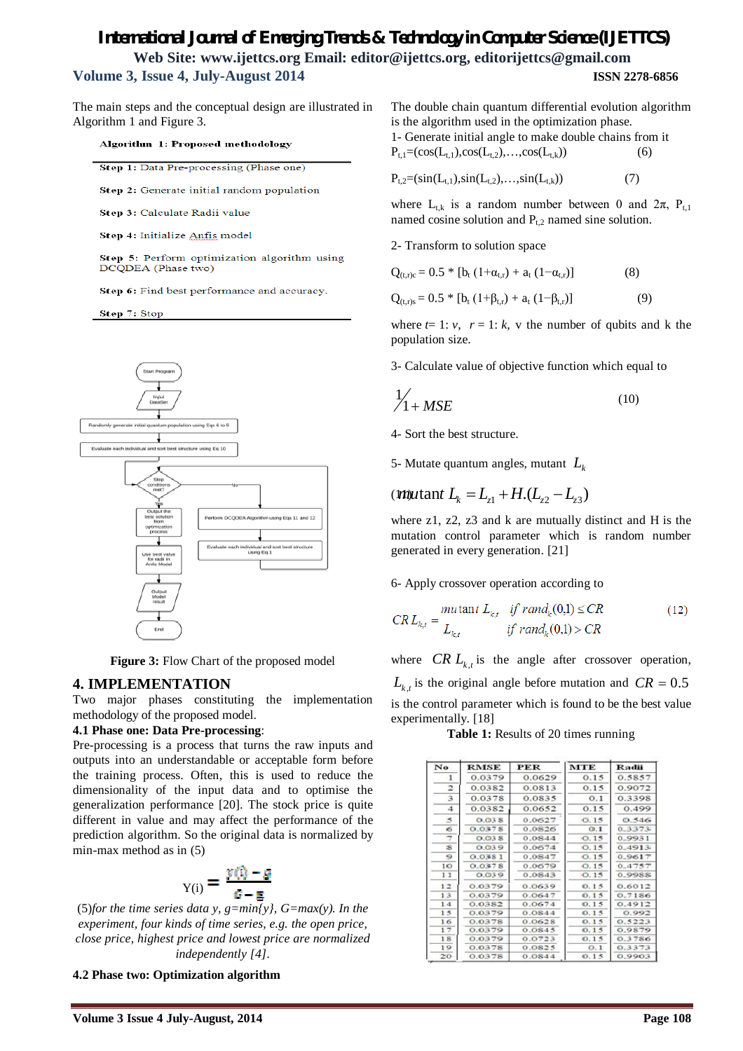The main steps and the conceptual design are illustrated in Algorithm 1 and Figure 3.

**Algorithm 1: Proposed methodology**

**Step 1:** Data Pre-processing (Phase one)

**Step 2:** Generate initial random population

**Step 3:** Calculate Radii value

**Step 4:** Initialize Anfis model

**Step 5:** Perform optimization algorithm using DCQDEA (Phase two)

**Step 6:** Find best performance and accuracy.

**Step 7:** Stop

**Figure 3:** Flow Chart of the proposed model

## 4. IMPLEMENTATION

Two major phases constituting the implementation methodology of the proposed model.

### 4.1 Phase one: Data Pre-processing:

Pre-processing is a process that turns the raw inputs and outputs into an understandable or acceptable form before the training process. Often, this is used to reduce the dimensionality of the input data and to optimise the generalization performance [20]. The stock price is quite different in value and may affect the performance of the prediction algorithm. So the original data is normalized by min-max method as in (5)

$$Y(i) = \frac{y(i) - g}{G - g}$$

(5)*for the time series data y, g=min{y}, G=max(y). In the experiment, four kinds of time series, e.g. the open price, close price, highest price and lowest price are normalized independently [4].*

### 4.2 Phase two: Optimization algorithm

The double chain quantum differential evolution algorithm is the algorithm used in the optimization phase.

1- Generate initial angle to make double chains from it

$$P_{t,1}=(\cos(L_{t,1}),\cos(L_{t,2}),\ldots,\cos(L_{t,k})) \quad (6)$$

$$P_{t,2}=(\sin(L_{t,1}),\sin(L_{t,2}),\ldots,\sin(L_{t,k})) \quad (7)$$

where $L_{t,k}$ is a random number between 0 and $2\pi$, $P_{t,1}$ named cosine solution and $P_{t,2}$ named sine solution.

2- Transform to solution space

$$Q_{(t,r)c} = 0.5 * [b_t (1+\alpha_{t,r}) + a_t (1-\alpha_{t,r})] \quad (8)$$

$$Q_{(t,r)s} = 0.5 * [b_t (1+\beta_{t,r}) + a_t (1-\beta_{t,r})] \quad (9)$$

where $t= 1{:}\ v$, $r = 1{:}\ k$, v the number of qubits and k the population size.

3- Calculate value of objective function which equal to

$$\frac{1}{1+MSE} \quad (10)$$

4- Sort the best structure.

5- Mutate quantum angles, mutant $L_k$

$$\text{mutant } L_k = L_{z1} + H.(L_{z2} - L_{z3}) \quad (11)$$

where z1, z2, z3 and k are mutually distinct and H is the mutation control parameter which is random number generated in every generation. [21]

6- Apply crossover operation according to

$$CR\,L_{k,t} = \begin{cases} mutant\ L_{k,t} & if\ rand_k(0,1) \le CR \\ L_{k,t} & if\ rand_k(0,1) > CR \end{cases} \quad (12)$$

where $CR\,L_{k,t}$ is the angle after crossover operation, $L_{k,t}$ is the original angle before mutation and $CR = 0.5$ is the control parameter which is found to be the best value experimentally. [18]

**Table 1:** Results of 20 times running

| No | RMSE | PER | MTE | Radii |
|---|---|---|---|---|
| 1 | 0.0379 | 0.0629 | 0.15 | 0.5857 |
| 2 | 0.0382 | 0.0813 | 0.15 | 0.9072 |
| 3 | 0.0378 | 0.0835 | 0.1 | 0.3398 |
| 4 | 0.0382 | 0.0652 | 0.15 | 0.499 |
| 5 | 0.038 | 0.0627 | 0.15 | 0.546 |
| 6 | 0.0378 | 0.0826 | 0.1 | 0.3373 |
| 7 | 0.038 | 0.0844 | 0.15 | 0.9931 |
| 8 | 0.039 | 0.0674 | 0.15 | 0.4913 |
| 9 | 0.0381 | 0.0847 | 0.15 | 0.9617 |
| 10 | 0.0378 | 0.0679 | 0.15 | 0.4757 |
| 11 | 0.039 | 0.0843 | 0.15 | 0.9988 |
| 12 | 0.0379 | 0.0639 | 0.15 | 0.6012 |
| 13 | 0.0379 | 0.0647 | 0.15 | 0.7186 |
| 14 | 0.0382 | 0.0844 | 0.15 | 0.4912 |
| 15 | 0.0379 | 0.0844 | 0.15 | 0.992 |
| 16 | 0.0378 | 0.0628 | 0.15 | 0.5223 |
| 17 | 0.0379 | 0.0845 | 0.15 | 0.9879 |
| 18 | 0.0379 | 0.0723 | 0.15 | 0.3786 |
| 19 | 0.0378 | 0.0825 | 0.1 | 0.3373 |
| 20 | 0.0378 | 0.0844 | 0.15 | 0.9903 |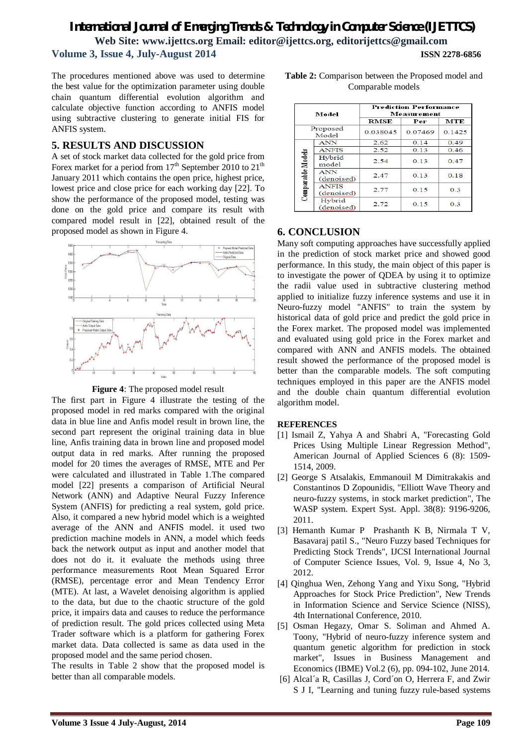The procedures mentioned above was used to determine the best value for the optimization parameter using double chain quantum differential evolution algorithm and calculate objective function according to ANFIS model using subtractive clustering to generate initial FIS for ANFIS system.

## 5. RESULTS AND DISCUSSION

A set of stock market data collected for the gold price from Forex market for a period from 17th September 2010 to 21th January 2011 which contains the open price, highest price, lowest price and close price for each working day [22]. To show the performance of the proposed model, testing was done on the gold price and compare its result with compared model result in [22], obtained result of the proposed model as shown in Figure 4.

**Figure 4**: The proposed model result

The first part in Figure 4 illustrate the testing of the proposed model in red marks compared with the original data in blue line and Anfis model result in brown line, the second part represent the original training data in blue line, Anfis training data in brown line and proposed model output data in red marks. After running the proposed model for 20 times the averages of RMSE, MTE and Per were calculated and illustrated in Table 1.The compared model [22] presents a comparison of Artificial Neural Network (ANN) and Adaptive Neural Fuzzy Inference System (ANFIS) for predicting a real system, gold price. Also, it compared a new hybrid model which is a weighted average of the ANN and ANFIS model. it used two prediction machine models in ANN, a model which feeds back the network output as input and another model that does not do it. it evaluate the methods using three performance measurements Root Mean Squared Error (RMSE), percentage error and Mean Tendency Error (MTE). At last, a Wavelet denoising algorithm is applied to the data, but due to the chaotic structure of the gold price, it impairs data and causes to reduce the performance of prediction result. The gold prices collected using Meta Trader software which is a platform for gathering Forex market data. Data collected is same as data used in the proposed model and the same period chosen.

The results in Table 2 show that the proposed model is better than all comparable models.

**Table 2:** Comparison between the Proposed model and Comparable models

| Model | | Prediction Performance Measurement | | |
|---|---|---|---|---|
| | | RMSE | Per | MTE |
| Proposed Model | | 0.038045 | 0.07469 | 0.1425 |
| Comparable Models | ANN | 2.62 | 0.14 | 0.49 |
| | ANFIS | 2.52 | 0.13 | 0.46 |
| | Hybrid model | 2.54 | 0.13 | 0.47 |
| | ANN (denoised) | 2.47 | 0.13 | 0.18 |
| | ANFIS (denoised) | 2.77 | 0.15 | 0.3 |
| | Hybrid (denoised) | 2.72 | 0.15 | 0.3 |

## 6. CONCLUSION

Many soft computing approaches have successfully applied in the prediction of stock market price and showed good performance. In this study, the main object of this paper is to investigate the power of QDEA by using it to optimize the radii value used in subtractive clustering method applied to initialize fuzzy inference systems and use it in Neuro-fuzzy model "ANFIS" to train the system by historical data of gold price and predict the gold price in the Forex market. The proposed model was implemented and evaluated using gold price in the Forex market and compared with ANN and ANFIS models. The obtained result showed the performance of the proposed model is better than the comparable models. The soft computing techniques employed in this paper are the ANFIS model and the double chain quantum differential evolution algorithm model.

## REFERENCES

[1] Ismail Z, Yahya A and Shabri A, "Forecasting Gold Prices Using Multiple Linear Regression Method", American Journal of Applied Sciences 6 (8): 1509-1514, 2009.

[2] George S Atsalakis, Emmanouil M Dimitrakakis and Constantinos D Zopounidis, "Elliott Wave Theory and neuro-fuzzy systems, in stock market prediction", The WASP system. Expert Syst. Appl. 38(8): 9196-9206, 2011.

[3] Hemanth Kumar P Prashanth K B, Nirmala T V, Basavaraj patil S., "Neuro Fuzzy based Techniques for Predicting Stock Trends", IJCSI International Journal of Computer Science Issues, Vol. 9, Issue 4, No 3, 2012.

[4] Qinghua Wen, Zehong Yang and Yixu Song, "Hybrid Approaches for Stock Price Prediction", New Trends in Information Science and Service Science (NISS), 4th International Conference, 2010.

[5] Osman Hegazy, Omar S. Soliman and Ahmed A. Toony, "Hybrid of neuro-fuzzy inference system and quantum genetic algorithm for prediction in stock market", Issues in Business Management and Economics (IBME) Vol.2 (6), pp. 094-102, June 2014.

[6] Alcal´a R, Casillas J, Cord´on O, Herrera F, and Zwir S J I, "Learning and tuning fuzzy rule-based systems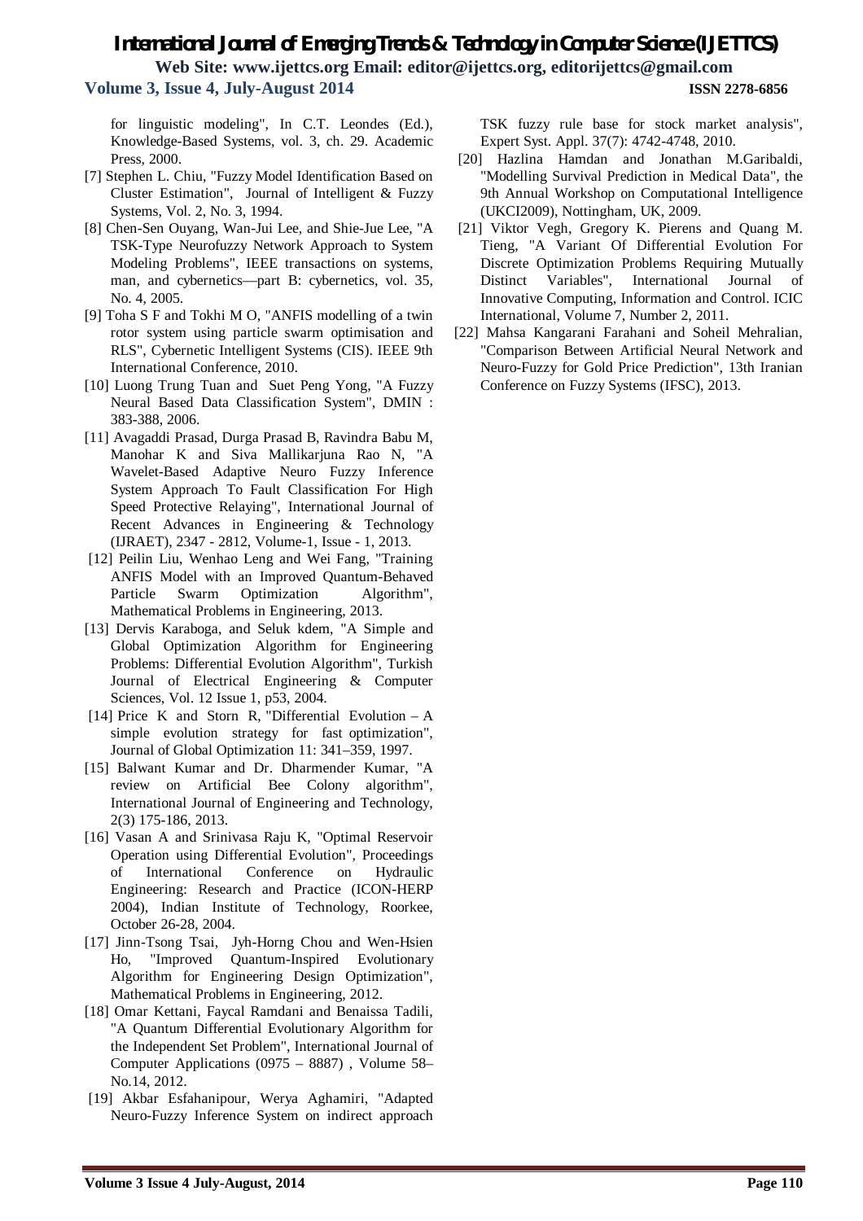for linguistic modeling", In C.T. Leondes (Ed.), Knowledge-Based Systems, vol. 3, ch. 29. Academic Press, 2000.

[7] Stephen L. Chiu, "Fuzzy Model Identification Based on Cluster Estimation", Journal of Intelligent & Fuzzy Systems, Vol. 2, No. 3, 1994.

[8] Chen-Sen Ouyang, Wan-Jui Lee, and Shie-Jue Lee, "A TSK-Type Neurofuzzy Network Approach to System Modeling Problems", IEEE transactions on systems, man, and cybernetics—part B: cybernetics, vol. 35, No. 4, 2005.

[9] Toha S F and Tokhi M O, "ANFIS modelling of a twin rotor system using particle swarm optimisation and RLS", Cybernetic Intelligent Systems (CIS). IEEE 9th International Conference, 2010.

[10] Luong Trung Tuan and Suet Peng Yong, "A Fuzzy Neural Based Data Classification System", DMIN : 383-388, 2006.

[11] Avagaddi Prasad, Durga Prasad B, Ravindra Babu M, Manohar K and Siva Mallikarjuna Rao N, "A Wavelet-Based Adaptive Neuro Fuzzy Inference System Approach To Fault Classification For High Speed Protective Relaying", International Journal of Recent Advances in Engineering & Technology (IJRAET), 2347 - 2812, Volume-1, Issue - 1, 2013.

[12] Peilin Liu, Wenhao Leng and Wei Fang, "Training ANFIS Model with an Improved Quantum-Behaved Particle Swarm Optimization Algorithm", Mathematical Problems in Engineering, 2013.

[13] Dervis Karaboga, and Seluk kdem, "A Simple and Global Optimization Algorithm for Engineering Problems: Differential Evolution Algorithm", Turkish Journal of Electrical Engineering & Computer Sciences, Vol. 12 Issue 1, p53, 2004.

[14] Price K and Storn R, "Differential Evolution – A simple evolution strategy for fast optimization", Journal of Global Optimization 11: 341–359, 1997.

[15] Balwant Kumar and Dr. Dharmender Kumar, "A review on Artificial Bee Colony algorithm", International Journal of Engineering and Technology, 2(3) 175-186, 2013.

[16] Vasan A and Srinivasa Raju K, "Optimal Reservoir Operation using Differential Evolution", Proceedings of International Conference on Hydraulic Engineering: Research and Practice (ICON-HERP 2004), Indian Institute of Technology, Roorkee, October 26-28, 2004.

[17] Jinn-Tsong Tsai, Jyh-Horng Chou and Wen-Hsien Ho, "Improved Quantum-Inspired Evolutionary Algorithm for Engineering Design Optimization", Mathematical Problems in Engineering, 2012.

[18] Omar Kettani, Faycal Ramdani and Benaissa Tadili, "A Quantum Differential Evolutionary Algorithm for the Independent Set Problem", International Journal of Computer Applications (0975 – 8887) , Volume 58– No.14, 2012.

[19] Akbar Esfahanipour, Werya Aghamiri, "Adapted Neuro-Fuzzy Inference System on indirect approach TSK fuzzy rule base for stock market analysis", Expert Syst. Appl. 37(7): 4742-4748, 2010.

[20] Hazlina Hamdan and Jonathan M.Garibaldi, "Modelling Survival Prediction in Medical Data", the 9th Annual Workshop on Computational Intelligence (UKCI2009), Nottingham, UK, 2009.

[21] Viktor Vegh, Gregory K. Pierens and Quang M. Tieng, "A Variant Of Differential Evolution For Discrete Optimization Problems Requiring Mutually Distinct Variables", International Journal of Innovative Computing, Information and Control. ICIC International, Volume 7, Number 2, 2011.

[22] Mahsa Kangarani Farahani and Soheil Mehralian, "Comparison Between Artificial Neural Network and Neuro-Fuzzy for Gold Price Prediction", 13th Iranian Conference on Fuzzy Systems (IFSC), 2013.